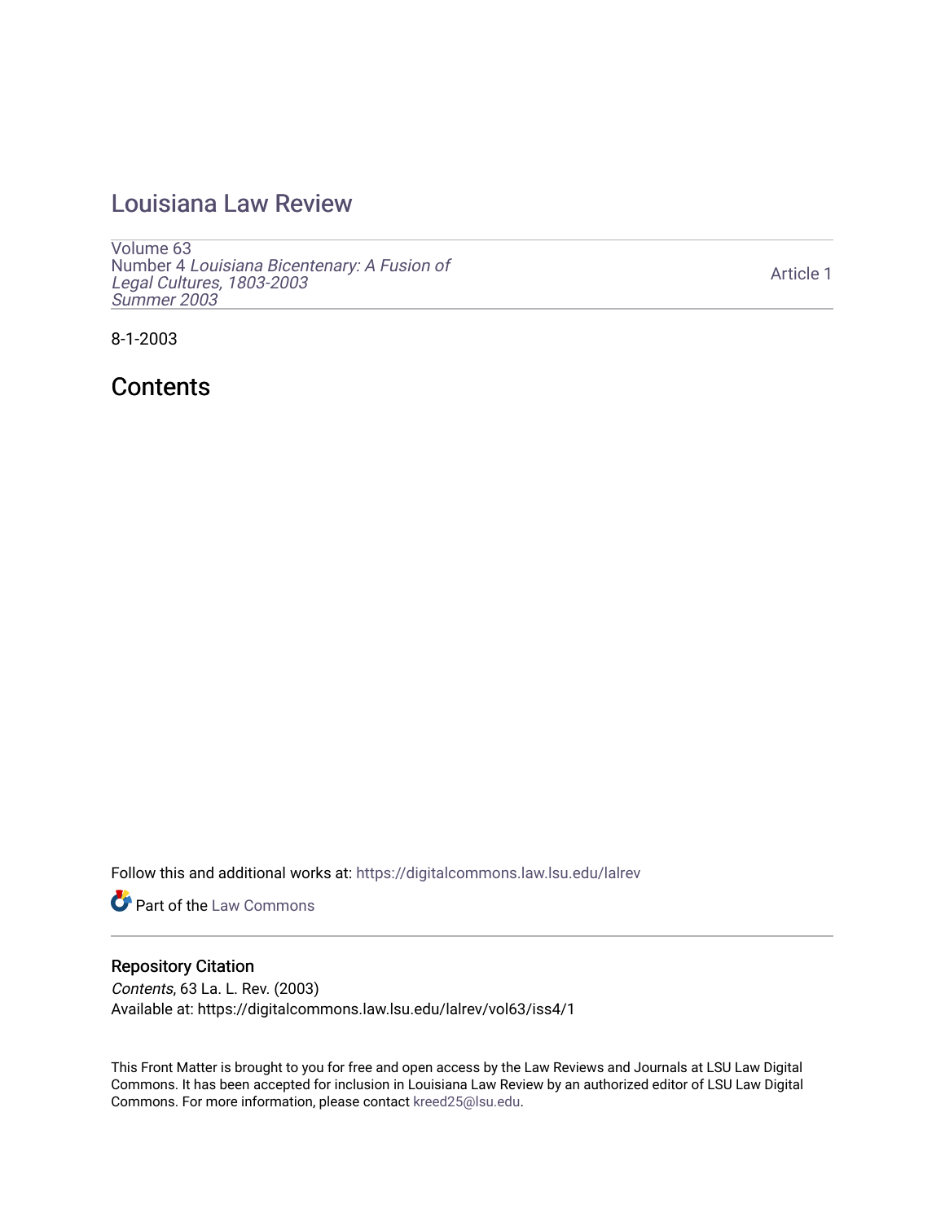# Louisiana Law Review

Volume 63
Number 4 *Louisiana Bicentenary: A Fusion of Legal Cultures, 1803-2003*
*Summer 2003*

Article 1

8-1-2003

## Contents

Follow this and additional works at: https://digitalcommons.law.lsu.edu/lalrev

Part of the Law Commons

### Repository Citation

*Contents*, 63 La. L. Rev. (2003)
Available at: https://digitalcommons.law.lsu.edu/lalrev/vol63/iss4/1

This Front Matter is brought to you for free and open access by the Law Reviews and Journals at LSU Law Digital Commons. It has been accepted for inclusion in Louisiana Law Review by an authorized editor of LSU Law Digital Commons. For more information, please contact kreed25@lsu.edu.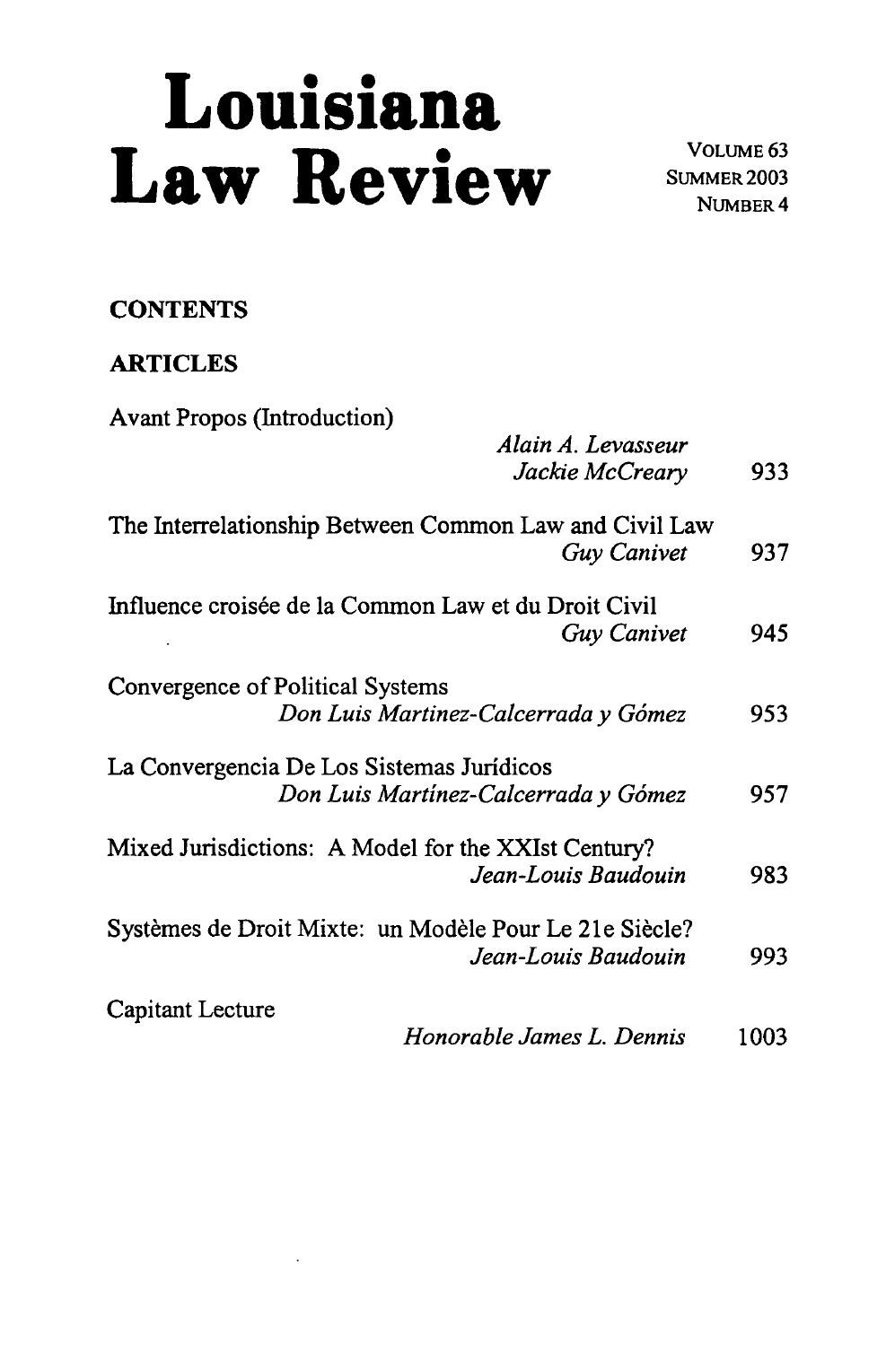# Louisiana Law Review

VOLUME 63
SUMMER 2003
NUMBER 4

## CONTENTS

## ARTICLES

Avant Propos (Introduction)
*Alain A. Levasseur*
*Jackie McCreary* 933

The Interrelationship Between Common Law and Civil Law
*Guy Canivet* 937

Influence croisée de la Common Law et du Droit Civil
*Guy Canivet* 945

Convergence of Political Systems
*Don Luis Martinez-Calcerrada y Gómez* 953

La Convergencia De Los Sistemas Jurídicos
*Don Luis Martínez-Calcerrada y Gómez* 957

Mixed Jurisdictions: A Model for the XXIst Century?
*Jean-Louis Baudouin* 983

Systèmes de Droit Mixte: un Modèle Pour Le 21e Siècle?
*Jean-Louis Baudouin* 993

Capitant Lecture
*Honorable James L. Dennis* 1003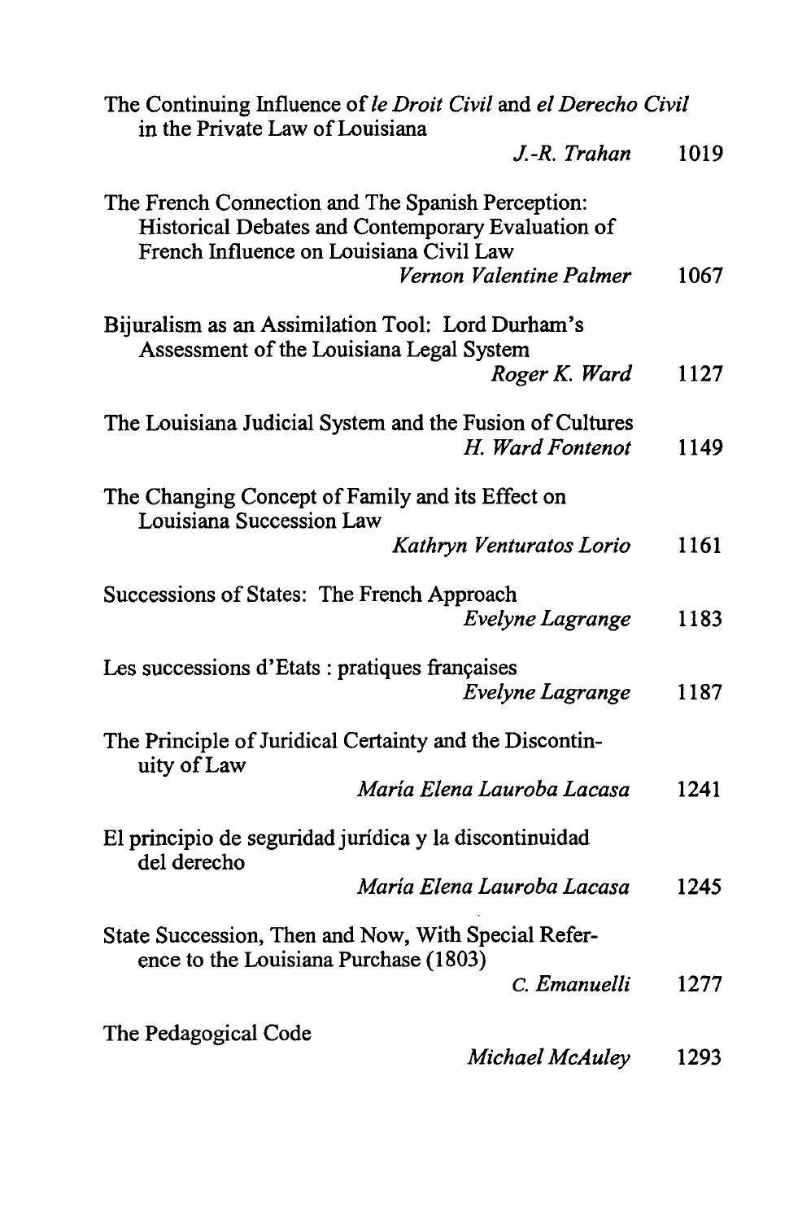The Continuing Influence of *le Droit Civil* and *el Derecho Civil* in the Private Law of Louisiana
*J.-R. Trahan* 1019

The French Connection and The Spanish Perception: Historical Debates and Contemporary Evaluation of French Influence on Louisiana Civil Law
*Vernon Valentine Palmer* 1067

Bijuralism as an Assimilation Tool: Lord Durham's Assessment of the Louisiana Legal System
*Roger K. Ward* 1127

The Louisiana Judicial System and the Fusion of Cultures
*H. Ward Fontenot* 1149

The Changing Concept of Family and its Effect on Louisiana Succession Law
*Kathryn Venturatos Lorio* 1161

Successions of States: The French Approach
*Evelyne Lagrange* 1183

Les successions d'Etats : pratiques françaises
*Evelyne Lagrange* 1187

The Principle of Juridical Certainty and the Discontinuity of Law
*María Elena Lauroba Lacasa* 1241

El principio de seguridad jurídica y la discontinuidad del derecho
*María Elena Lauroba Lacasa* 1245

State Succession, Then and Now, With Special Reference to the Louisiana Purchase (1803)
*C. Emanuelli* 1277

The Pedagogical Code
*Michael McAuley* 1293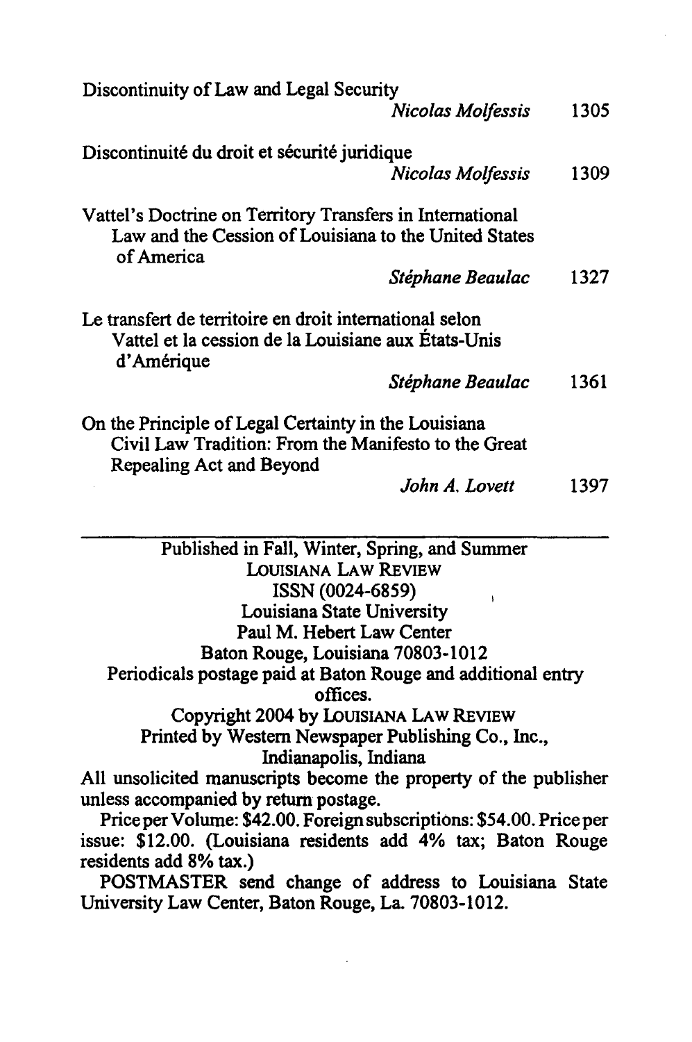| | | |
|---|---|---|
| Discontinuity of Law and Legal Security | *Nicolas Molfessis* | 1305 |
| Discontinuité du droit et sécurité juridique | *Nicolas Molfessis* | 1309 |
| Vattel's Doctrine on Territory Transfers in International Law and the Cession of Louisiana to the United States of America | *Stéphane Beaulac* | 1327 |
| Le transfert de territoire en droit international selon Vattel et la cession de la Louisiane aux États-Unis d'Amérique | *Stéphane Beaulac* | 1361 |
| On the Principle of Legal Certainty in the Louisiana Civil Law Tradition: From the Manifesto to the Great Repealing Act and Beyond | *John A. Lovett* | 1397 |

---

Published in Fall, Winter, Spring, and Summer
LOUISIANA LAW REVIEW
ISSN (0024-6859)
Louisiana State University
Paul M. Hebert Law Center
Baton Rouge, Louisiana 70803-1012
Periodicals postage paid at Baton Rouge and additional entry offices.
Copyright 2004 by LOUISIANA LAW REVIEW
Printed by Western Newspaper Publishing Co., Inc.,
Indianapolis, Indiana

All unsolicited manuscripts become the property of the publisher unless accompanied by return postage.

Price per Volume: $42.00. Foreign subscriptions: $54.00. Price per issue: $12.00. (Louisiana residents add 4% tax; Baton Rouge residents add 8% tax.)

POSTMASTER send change of address to Louisiana State University Law Center, Baton Rouge, La. 70803-1012.